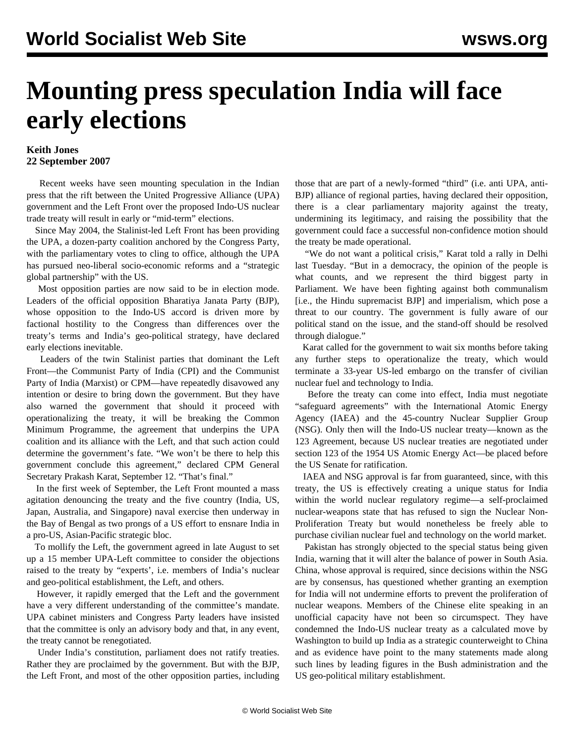# Mounting press speculation India will face early elections

**Keith Jones**
**22 September 2007**

Recent weeks have seen mounting speculation in the Indian press that the rift between the United Progressive Alliance (UPA) government and the Left Front over the proposed Indo-US nuclear trade treaty will result in early or "mid-term" elections.

Since May 2004, the Stalinist-led Left Front has been providing the UPA, a dozen-party coalition anchored by the Congress Party, with the parliamentary votes to cling to office, although the UPA has pursued neo-liberal socio-economic reforms and a "strategic global partnership" with the US.

Most opposition parties are now said to be in election mode. Leaders of the official opposition Bharatiya Janata Party (BJP), whose opposition to the Indo-US accord is driven more by factional hostility to the Congress than differences over the treaty's terms and India's geo-political strategy, have declared early elections inevitable.

Leaders of the twin Stalinist parties that dominant the Left Front—the Communist Party of India (CPI) and the Communist Party of India (Marxist) or CPM—have repeatedly disavowed any intention or desire to bring down the government. But they have also warned the government that should it proceed with operationalizing the treaty, it will be breaking the Common Minimum Programme, the agreement that underpins the UPA coalition and its alliance with the Left, and that such action could determine the government's fate. "We won't be there to help this government conclude this agreement," declared CPM General Secretary Prakash Karat, September 12. "That's final."

In the first week of September, the Left Front mounted a mass agitation denouncing the treaty and the five country (India, US, Japan, Australia, and Singapore) naval exercise then underway in the Bay of Bengal as two prongs of a US effort to ensnare India in a pro-US, Asian-Pacific strategic bloc.

To mollify the Left, the government agreed in late August to set up a 15 member UPA-Left committee to consider the objections raised to the treaty by "experts', i.e. members of India's nuclear and geo-political establishment, the Left, and others.

However, it rapidly emerged that the Left and the government have a very different understanding of the committee's mandate. UPA cabinet ministers and Congress Party leaders have insisted that the committee is only an advisory body and that, in any event, the treaty cannot be renegotiated.

Under India's constitution, parliament does not ratify treaties. Rather they are proclaimed by the government. But with the BJP, the Left Front, and most of the other opposition parties, including those that are part of a newly-formed "third" (i.e. anti UPA, anti-BJP) alliance of regional parties, having declared their opposition, there is a clear parliamentary majority against the treaty, undermining its legitimacy, and raising the possibility that the government could face a successful non-confidence motion should the treaty be made operational.

"We do not want a political crisis," Karat told a rally in Delhi last Tuesday. "But in a democracy, the opinion of the people is what counts, and we represent the third biggest party in Parliament. We have been fighting against both communalism [i.e., the Hindu supremacist BJP] and imperialism, which pose a threat to our country. The government is fully aware of our political stand on the issue, and the stand-off should be resolved through dialogue."

Karat called for the government to wait six months before taking any further steps to operationalize the treaty, which would terminate a 33-year US-led embargo on the transfer of civilian nuclear fuel and technology to India.

Before the treaty can come into effect, India must negotiate "safeguard agreements" with the International Atomic Energy Agency (IAEA) and the 45-country Nuclear Supplier Group (NSG). Only then will the Indo-US nuclear treaty—known as the 123 Agreement, because US nuclear treaties are negotiated under section 123 of the 1954 US Atomic Energy Act—be placed before the US Senate for ratification.

IAEA and NSG approval is far from guaranteed, since, with this treaty, the US is effectively creating a unique status for India within the world nuclear regulatory regime—a self-proclaimed nuclear-weapons state that has refused to sign the Nuclear Non-Proliferation Treaty but would nonetheless be freely able to purchase civilian nuclear fuel and technology on the world market.

Pakistan has strongly objected to the special status being given India, warning that it will alter the balance of power in South Asia. China, whose approval is required, since decisions within the NSG are by consensus, has questioned whether granting an exemption for India will not undermine efforts to prevent the proliferation of nuclear weapons. Members of the Chinese elite speaking in an unofficial capacity have not been so circumspect. They have condemned the Indo-US nuclear treaty as a calculated move by Washington to build up India as a strategic counterweight to China and as evidence have point to the many statements made along such lines by leading figures in the Bush administration and the US geo-political military establishment.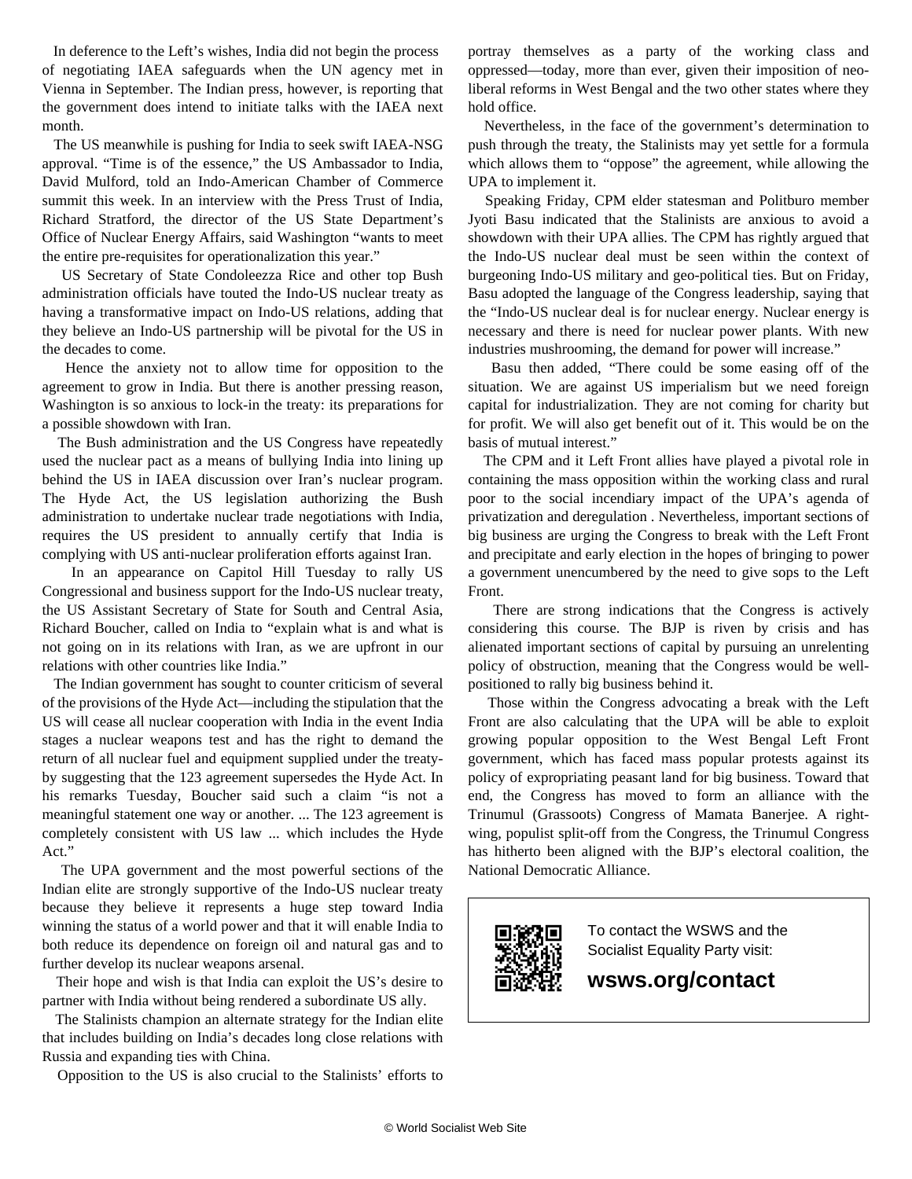In deference to the Left's wishes, India did not begin the process of negotiating IAEA safeguards when the UN agency met in Vienna in September. The Indian press, however, is reporting that the government does intend to initiate talks with the IAEA next month.

The US meanwhile is pushing for India to seek swift IAEA-NSG approval. "Time is of the essence," the US Ambassador to India, David Mulford, told an Indo-American Chamber of Commerce summit this week. In an interview with the Press Trust of India, Richard Stratford, the director of the US State Department's Office of Nuclear Energy Affairs, said Washington "wants to meet the entire pre-requisites for operationalization this year."

US Secretary of State Condoleezza Rice and other top Bush administration officials have touted the Indo-US nuclear treaty as having a transformative impact on Indo-US relations, adding that they believe an Indo-US partnership will be pivotal for the US in the decades to come.

Hence the anxiety not to allow time for opposition to the agreement to grow in India. But there is another pressing reason, Washington is so anxious to lock-in the treaty: its preparations for a possible showdown with Iran.

The Bush administration and the US Congress have repeatedly used the nuclear pact as a means of bullying India into lining up behind the US in IAEA discussion over Iran's nuclear program. The Hyde Act, the US legislation authorizing the Bush administration to undertake nuclear trade negotiations with India, requires the US president to annually certify that India is complying with US anti-nuclear proliferation efforts against Iran.

In an appearance on Capitol Hill Tuesday to rally US Congressional and business support for the Indo-US nuclear treaty, the US Assistant Secretary of State for South and Central Asia, Richard Boucher, called on India to "explain what is and what is not going on in its relations with Iran, as we are upfront in our relations with other countries like India."

The Indian government has sought to counter criticism of several of the provisions of the Hyde Act—including the stipulation that the US will cease all nuclear cooperation with India in the event India stages a nuclear weapons test and has the right to demand the return of all nuclear fuel and equipment supplied under the treaty-by suggesting that the 123 agreement supersedes the Hyde Act. In his remarks Tuesday, Boucher said such a claim "is not a meaningful statement one way or another. ... The 123 agreement is completely consistent with US law ... which includes the Hyde Act."

The UPA government and the most powerful sections of the Indian elite are strongly supportive of the Indo-US nuclear treaty because they believe it represents a huge step toward India winning the status of a world power and that it will enable India to both reduce its dependence on foreign oil and natural gas and to further develop its nuclear weapons arsenal.

Their hope and wish is that India can exploit the US's desire to partner with India without being rendered a subordinate US ally.

The Stalinists champion an alternate strategy for the Indian elite that includes building on India's decades long close relations with Russia and expanding ties with China.

Opposition to the US is also crucial to the Stalinists' efforts to portray themselves as a party of the working class and oppressed—today, more than ever, given their imposition of neo-liberal reforms in West Bengal and the two other states where they hold office.

Nevertheless, in the face of the government's determination to push through the treaty, the Stalinists may yet settle for a formula which allows them to "oppose" the agreement, while allowing the UPA to implement it.

Speaking Friday, CPM elder statesman and Politburo member Jyoti Basu indicated that the Stalinists are anxious to avoid a showdown with their UPA allies. The CPM has rightly argued that the Indo-US nuclear deal must be seen within the context of burgeoning Indo-US military and geo-political ties. But on Friday, Basu adopted the language of the Congress leadership, saying that the "Indo-US nuclear deal is for nuclear energy. Nuclear energy is necessary and there is need for nuclear power plants. With new industries mushrooming, the demand for power will increase."

Basu then added, "There could be some easing off of the situation. We are against US imperialism but we need foreign capital for industrialization. They are not coming for charity but for profit. We will also get benefit out of it. This would be on the basis of mutual interest."

The CPM and it Left Front allies have played a pivotal role in containing the mass opposition within the working class and rural poor to the social incendiary impact of the UPA's agenda of privatization and deregulation . Nevertheless, important sections of big business are urging the Congress to break with the Left Front and precipitate and early election in the hopes of bringing to power a government unencumbered by the need to give sops to the Left Front.

There are strong indications that the Congress is actively considering this course. The BJP is riven by crisis and has alienated important sections of capital by pursuing an unrelenting policy of obstruction, meaning that the Congress would be well-positioned to rally big business behind it.

Those within the Congress advocating a break with the Left Front are also calculating that the UPA will be able to exploit growing popular opposition to the West Bengal Left Front government, which has faced mass popular protests against its policy of expropriating peasant land for big business. Toward that end, the Congress has moved to form an alliance with the Trinumul (Grassoots) Congress of Mamata Banerjee. A right-wing, populist split-off from the Congress, the Trinumul Congress has hitherto been aligned with the BJP's electoral coalition, the National Democratic Alliance.

To contact the WSWS and the Socialist Equality Party visit:

**wsws.org/contact**